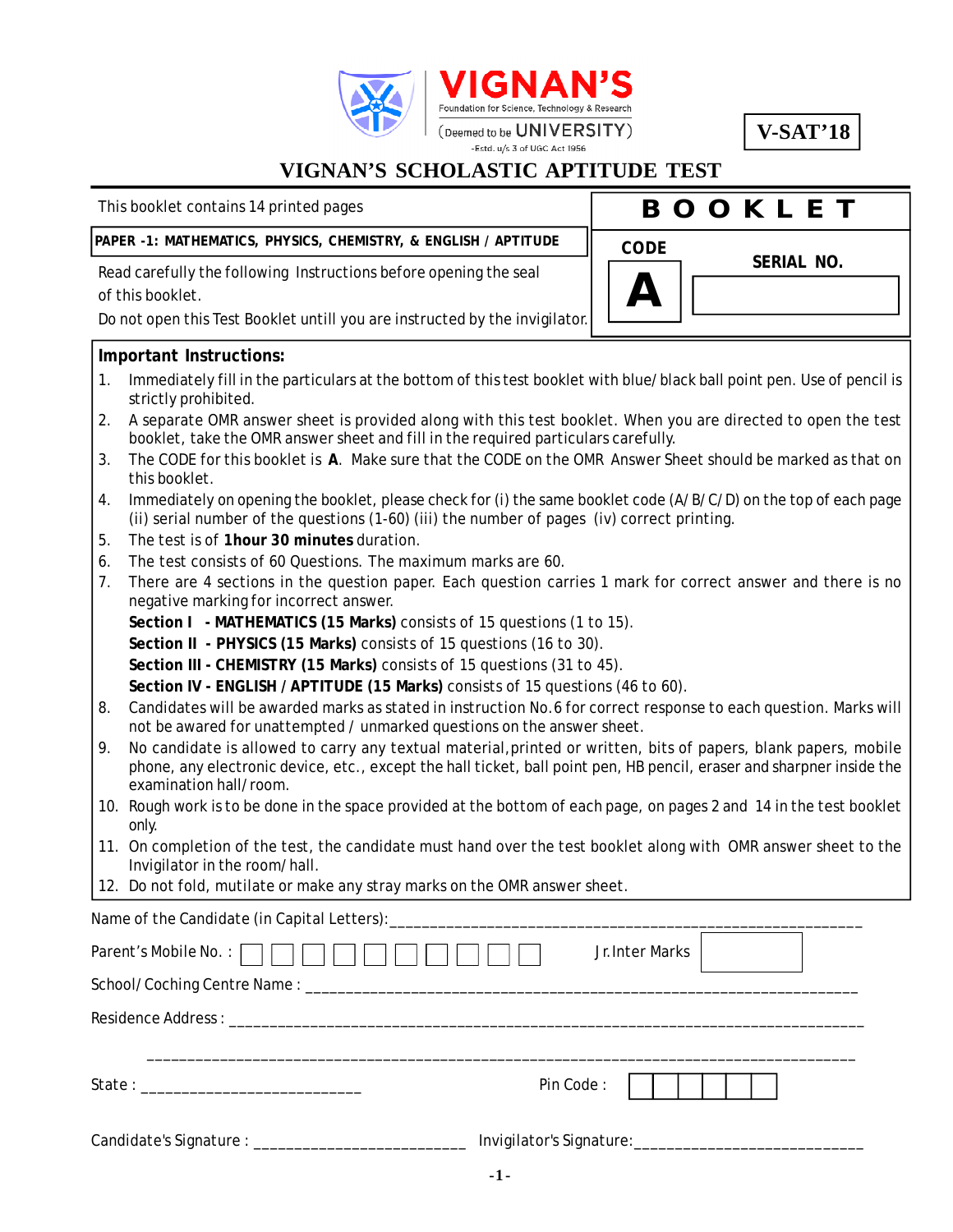VIGNAN'S
Foundation for Science, Technology & Research
(Deemed to be UNIVERSITY)
-Estd. u/s 3 of UGC Act 1956

**V-SAT'18**

# VIGNAN'S SCHOLASTIC APTITUDE TEST

This booklet contains 14 printed pages

**PAPER -1: MATHEMATICS, PHYSICS, CHEMISTRY, & ENGLISH / APTITUDE**

Read carefully the following Instructions before opening the seal of this booklet.

Do not open this Test Booklet untill you are instructed by the invigilator.

**BOOKLET**

**CODE** **A**

**SERIAL NO.**

## Important Instructions:

1. Immediately fill in the particulars at the bottom of this test booklet with blue/black ball point pen. Use of pencil is strictly prohibited.
2. A separate OMR answer sheet is provided along with this test booklet. When you are directed to open the test booklet, take the OMR answer sheet and fill in the required particulars carefully.
3. The CODE for this booklet is **A**. Make sure that the CODE on the OMR Answer Sheet should be marked as that on this booklet.
4. Immediately on opening the booklet, please check for (i) the same booklet code (A/B/C/D) on the top of each page (ii) serial number of the questions (1-60) (iii) the number of pages (iv) correct printing.
5. The test is of **1hour 30 minutes** duration.
6. The test consists of 60 Questions. The maximum marks are 60.
7. There are 4 sections in the question paper. Each question carries 1 mark for correct answer and there is no negative marking for incorrect answer.
   **Section I - MATHEMATICS (15 Marks)** consists of 15 questions (1 to 15).
   **Section II - PHYSICS (15 Marks)** consists of 15 questions (16 to 30).
   **Section III - CHEMISTRY (15 Marks)** consists of 15 questions (31 to 45).
   **Section IV - ENGLISH / APTITUDE (15 Marks)** consists of 15 questions (46 to 60).
8. Candidates will be awarded marks as stated in instruction No.6 for correct response to each question. Marks will not be awared for unattempted / unmarked questions on the answer sheet.
9. No candidate is allowed to carry any textual material,printed or written, bits of papers, blank papers, mobile phone, any electronic device, etc., except the hall ticket, ball point pen, HB pencil, eraser and sharpner inside the examination hall/room.
10. Rough work is to be done in the space provided at the bottom of each page, on pages 2 and 14 in the test booklet only.
11. On completion of the test, the candidate must hand over the test booklet along with OMR answer sheet to the Invigilator in the room/hall.
12. Do not fold, mutilate or make any stray marks on the OMR answer sheet.

Name of the Candidate (in Capital Letters):____________________________________________

Parent's Mobile No. : ☐☐☐☐☐☐☐☐☐☐ Jr.Inter Marks ☐

School/Coching Centre Name : ____________________________________________

Residence Address : ____________________________________________

____________________________________________

State : ____________________ Pin Code : ☐☐☐☐☐☐

Candidate's Signature : ____________________ Invigilator's Signature:____________________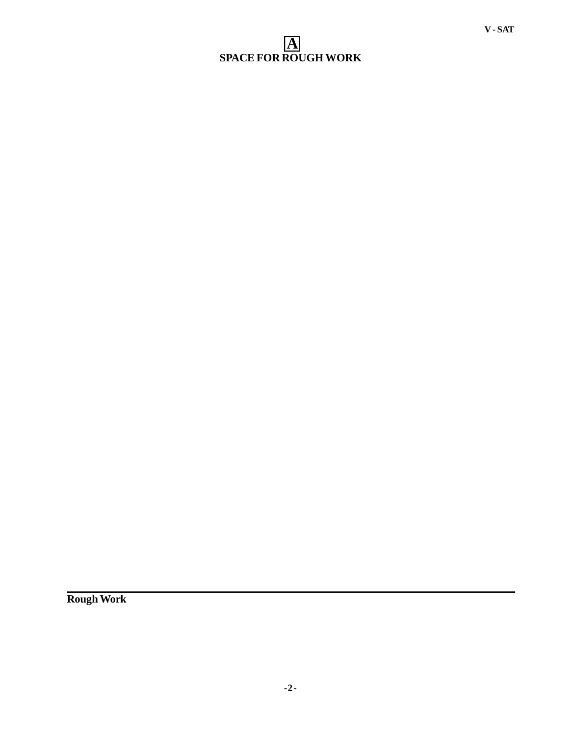**A**

## SPACE FOR ROUGH WORK

---

**Rough Work**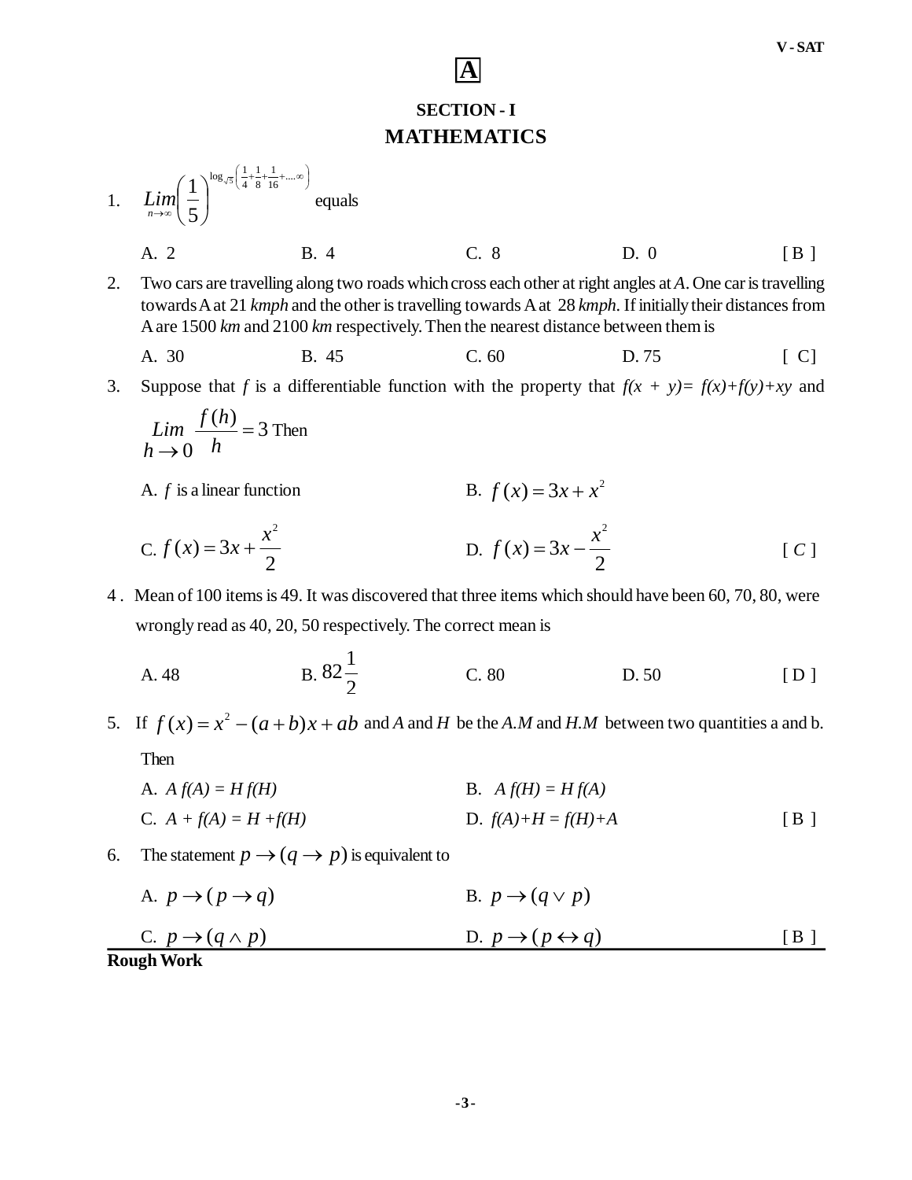**A**

## SECTION - I

# MATHEMATICS

1. $\underset{n\to\infty}{Lim}\left(\frac{1}{5}\right)^{\log_{\sqrt{5}}\left(\frac{1}{4}+\frac{1}{8}+\frac{1}{16}+....\infty\right)}$ equals

   A. 2 &emsp; B. 4 &emsp; C. 8 &emsp; D. 0 &emsp; [ B ]

2. Two cars are travelling along two roads which cross each other at right angles at *A*. One car is travelling towards A at 21 *kmph* and the other is travelling towards A at 28 *kmph*. If initially their distances from A are 1500 *km* and 2100 *km* respectively. Then the nearest distance between them is

   A. 30 &emsp; B. 45 &emsp; C. 60 &emsp; D. 75 &emsp; [ C]

3. Suppose that *f* is a differentiable function with the property that $f(x + y)= f(x)+f(y)+xy$ and $\underset{h\to 0}{Lim}\ \frac{f(h)}{h} = 3$ Then

   A. *f* is a linear function &emsp; B. $f(x) = 3x + x^2$

   C. $f(x) = 3x + \frac{x^2}{2}$ &emsp; D. $f(x) = 3x - \frac{x^2}{2}$ &emsp; [ *C* ]

4. Mean of 100 items is 49. It was discovered that three items which should have been 60, 70, 80, were wrongly read as 40, 20, 50 respectively. The correct mean is

   A. 48 &emsp; B. $82\frac{1}{2}$ &emsp; C. 80 &emsp; D. 50 &emsp; [ D ]

5. If $f(x) = x^2 - (a+b)x + ab$ and *A* and *H* be the *A.M* and *H.M* between two quantities a and b. Then

   A. $A\,f(A) = H\,f(H)$ &emsp; B. $A\,f(H) = H\,f(A)$

   C. $A + f(A) = H + f(H)$ &emsp; D. $f(A)+H = f(H)+A$ &emsp; [ B ]

6. The statement $p \to (q \to p)$ is equivalent to

   A. $p \to (p \to q)$ &emsp; B. $p \to (q \vee p)$

   C. $p \to (q \wedge p)$ &emsp; D. $p \to (p \leftrightarrow q)$ &emsp; [ B ]

**Rough Work**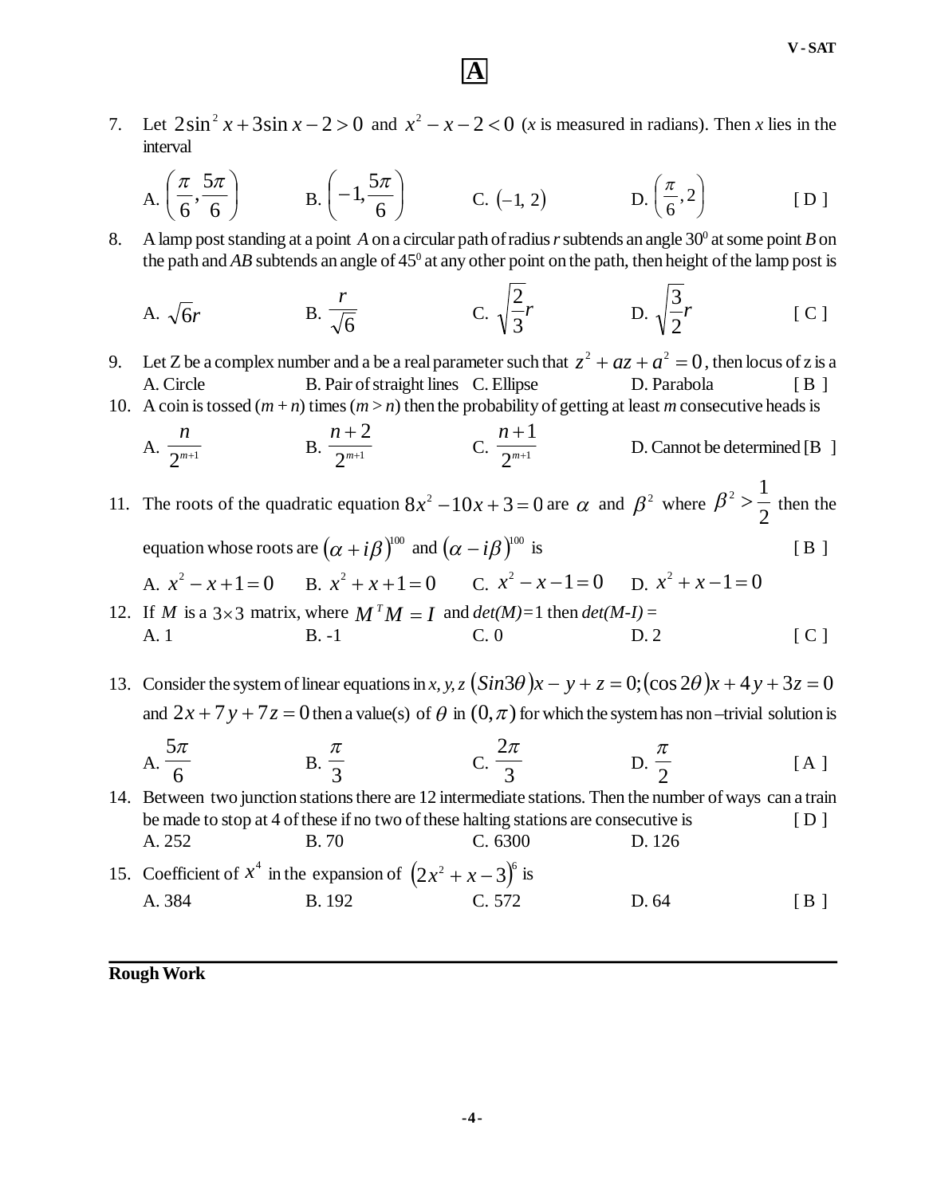**A**

7. Let $2\sin^2 x + 3\sin x - 2 > 0$ and $x^2 - x - 2 < 0$ (*x* is measured in radians). Then *x* lies in the interval

   A. $\left(\frac{\pi}{6}, \frac{5\pi}{6}\right)$  B. $\left(-1, \frac{5\pi}{6}\right)$  C. $(-1, 2)$  D. $\left(\frac{\pi}{6}, 2\right)$  [ D ]

8. A lamp post standing at a point *A* on a circular path of radius *r* subtends an angle $30^0$ at some point *B* on the path and *AB* subtends an angle of $45^0$ at any other point on the path, then height of the lamp post is

   A. $\sqrt{6}r$  B. $\frac{r}{\sqrt{6}}$  C. $\sqrt{\frac{2}{3}}r$  D. $\sqrt{\frac{3}{2}}r$  [ C ]

9. Let Z be a complex number and a be a real parameter such that $z^2 + az + a^2 = 0$, then locus of z is a

   A. Circle  B. Pair of straight lines  C. Ellipse  D. Parabola  [ B ]

10. A coin is tossed $(m + n)$ times $(m > n)$ then the probability of getting at least *m* consecutive heads is

    A. $\frac{n}{2^{m+1}}$  B. $\frac{n+2}{2^{m+1}}$  C. $\frac{n+1}{2^{m+1}}$  D. Cannot be determined [B ]

11. The roots of the quadratic equation $8x^2 - 10x + 3 = 0$ are $\alpha$ and $\beta^2$ where $\beta^2 > \frac{1}{2}$ then the equation whose roots are $(\alpha + i\beta)^{100}$ and $(\alpha - i\beta)^{100}$ is  [ B ]

    A. $x^2 - x + 1 = 0$  B. $x^2 + x + 1 = 0$  C. $x^2 - x - 1 = 0$  D. $x^2 + x - 1 = 0$

12. If *M* is a $3\times3$ matrix, where $M^T M = I$ and *det(M)*=1 then *det(M-I)* =

    A. 1  B. -1  C. 0  D. 2  [ C ]

13. Consider the system of linear equations in *x, y, z* $(Sin3\theta)x - y + z = 0; (\cos 2\theta)x + 4y + 3z = 0$ and $2x + 7y + 7z = 0$ then a value(s) of $\theta$ in $(0, \pi)$ for which the system has non –trivial solution is

    A. $\frac{5\pi}{6}$  B. $\frac{\pi}{3}$  C. $\frac{2\pi}{3}$  D. $\frac{\pi}{2}$  [ A ]

14. Between two junction stations there are 12 intermediate stations. Then the number of ways can a train be made to stop at 4 of these if no two of these halting stations are consecutive is  [ D ]

    A. 252  B. 70  C. 6300  D. 126

15. Coefficient of $x^4$ in the expansion of $(2x^2 + x - 3)^6$ is

    A. 384  B. 192  C. 572  D. 64  [ B ]

**Rough Work**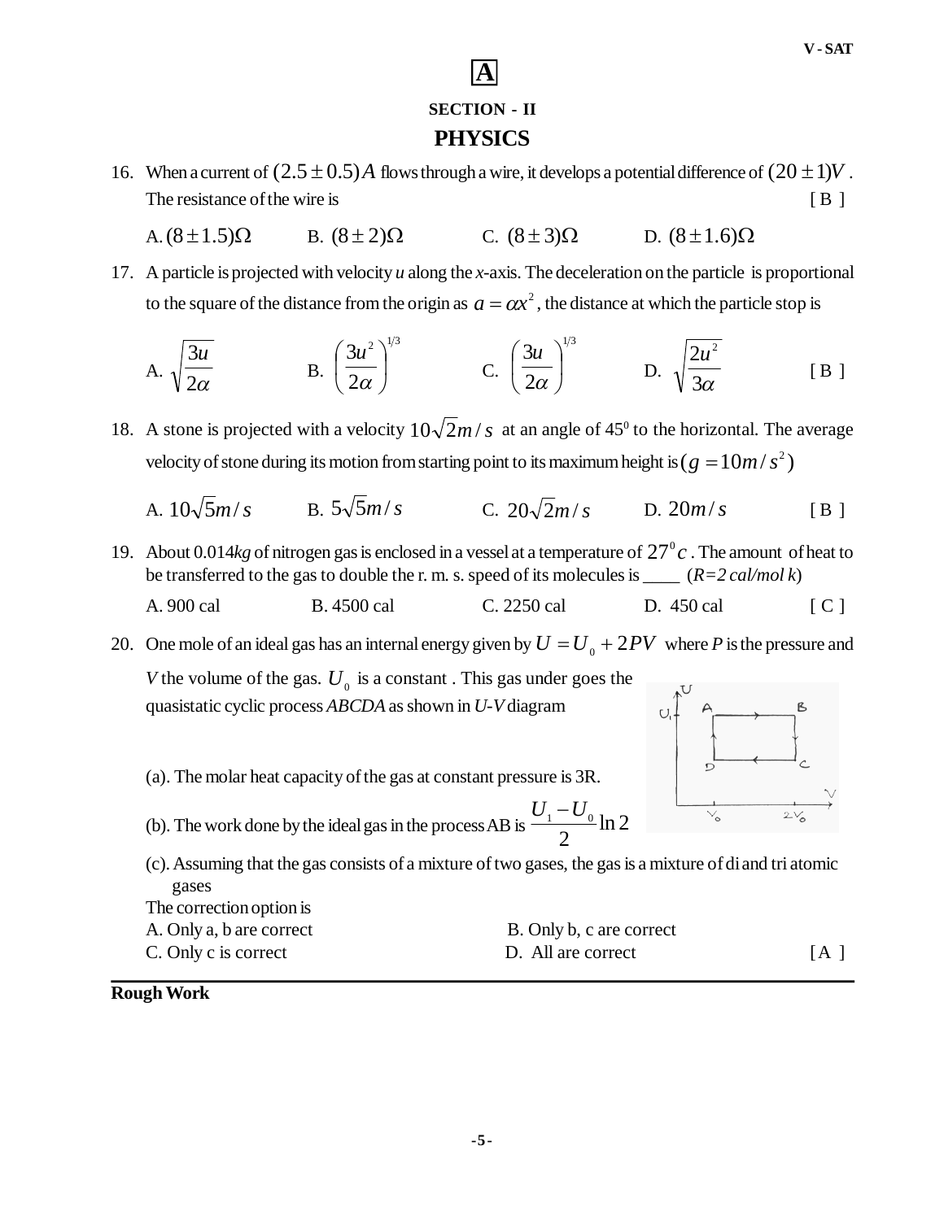**A**

## SECTION - II

## PHYSICS

16. When a current of $(2.5 \pm 0.5) A$ flows through a wire, it develops a potential difference of $(20 \pm 1)V$. The resistance of the wire is [ B ]

 A. $(8 \pm 1.5)\Omega$  B. $(8 \pm 2)\Omega$  C. $(8 \pm 3)\Omega$  D. $(8 \pm 1.6)\Omega$

17. A particle is projected with velocity *u* along the *x*-axis. The deceleration on the particle is proportional to the square of the distance from the origin as $a = \alpha x^2$, the distance at which the particle stop is

 A. $\sqrt{\frac{3u}{2\alpha}}$  B. $\left(\frac{3u^2}{2\alpha}\right)^{1/3}$  C. $\left(\frac{3u}{2\alpha}\right)^{1/3}$  D. $\sqrt{\frac{2u^2}{3\alpha}}$  [ B ]

18. A stone is projected with a velocity $10\sqrt{2} m/s$ at an angle of $45^0$ to the horizontal. The average velocity of stone during its motion from starting point to its maximum height is $(g = 10 m/s^2)$

 A. $10\sqrt{5} m/s$  B. $5\sqrt{5} m/s$  C. $20\sqrt{2} m/s$  D. $20 m/s$  [ B ]

19. About 0.014*kg* of nitrogen gas is enclosed in a vessel at a temperature of $27^0 c$. The amount of heat to be transferred to the gas to double the r. m. s. speed of its molecules is ____ (*R=2 cal/mol k*)

 A. 900 cal  B. 4500 cal  C. 2250 cal  D. 450 cal  [ C ]

20. One mole of an ideal gas has an internal energy given by $U = U_0 + 2PV$ where *P* is the pressure and *V* the volume of the gas. $U_0$ is a constant . This gas under goes the quasistatic cyclic process *ABCDA* as shown in *U-V* diagram

 (a). The molar heat capacity of the gas at constant pressure is 3R.

 (b). The work done by the ideal gas in the process AB is $\frac{U_1 - U_0}{2} \ln 2$

 (c). Assuming that the gas consists of a mixture of two gases, the gas is a mixture of di and tri atomic gases

 The correction option is

 A. Only a, b are correct  B. Only b, c are correct

 C. Only c is correct  D. All are correct  [ A ]

**Rough Work**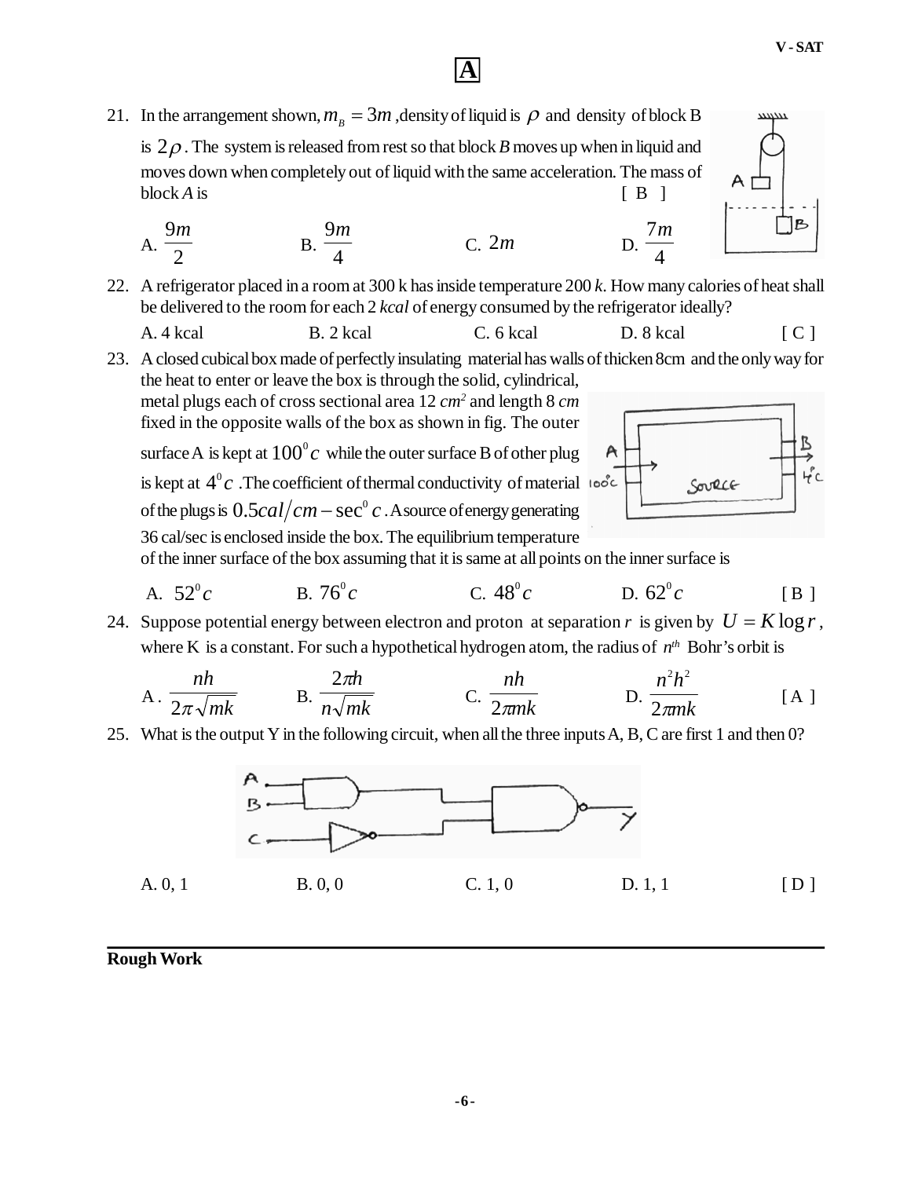**A**

21. In the arrangement shown, $m_B = 3m$, density of liquid is $\rho$ and density of block B is $2\rho$. The system is released from rest so that block *B* moves up when in liquid and moves down when completely out of liquid with the same acceleration. The mass of block *A* is [ B ]

 A. $\frac{9m}{2}$ B. $\frac{9m}{4}$ C. $2m$ D. $\frac{7m}{4}$

22. A refrigerator placed in a room at 300 k has inside temperature 200 *k*. How many calories of heat shall be delivered to the room for each 2 *kcal* of energy consumed by the refrigerator ideally?

 A. 4 kcal B. 2 kcal C. 6 kcal D. 8 kcal [ C ]

23. A closed cubical box made of perfectly insulating material has walls of thicken 8cm and the only way for the heat to enter or leave the box is through the solid, cylindrical, metal plugs each of cross sectional area 12 $cm^2$ and length 8 *cm* fixed in the opposite walls of the box as shown in fig. The outer surface A is kept at $100^0 c$ while the outer surface B of other plug is kept at $4^0 c$. The coefficient of thermal conductivity of material of the plugs is $0.5 cal/cm - \sec^0 c$. A source of energy generating 36 cal/sec is enclosed inside the box. The equilibrium temperature of the inner surface of the box assuming that it is same at all points on the inner surface is

 A. $52^0 c$ B. $76^0 c$ C. $48^0 c$ D. $62^0 c$ [ B ]

24. Suppose potential energy between electron and proton at separation *r* is given by $U = K \log r$, where K is a constant. For such a hypothetical hydrogen atom, the radius of $n^{th}$ Bohr's orbit is

 A. $\frac{nh}{2\pi\sqrt{mk}}$ B. $\frac{2\pi h}{n\sqrt{mk}}$ C. $\frac{nh}{2\pi mk}$ D. $\frac{n^2h^2}{2\pi mk}$ [ A ]

25. What is the output Y in the following circuit, when all the three inputs A, B, C are first 1 and then 0?

 A. 0, 1 B. 0, 0 C. 1, 0 D. 1, 1 [ D ]

**Rough Work**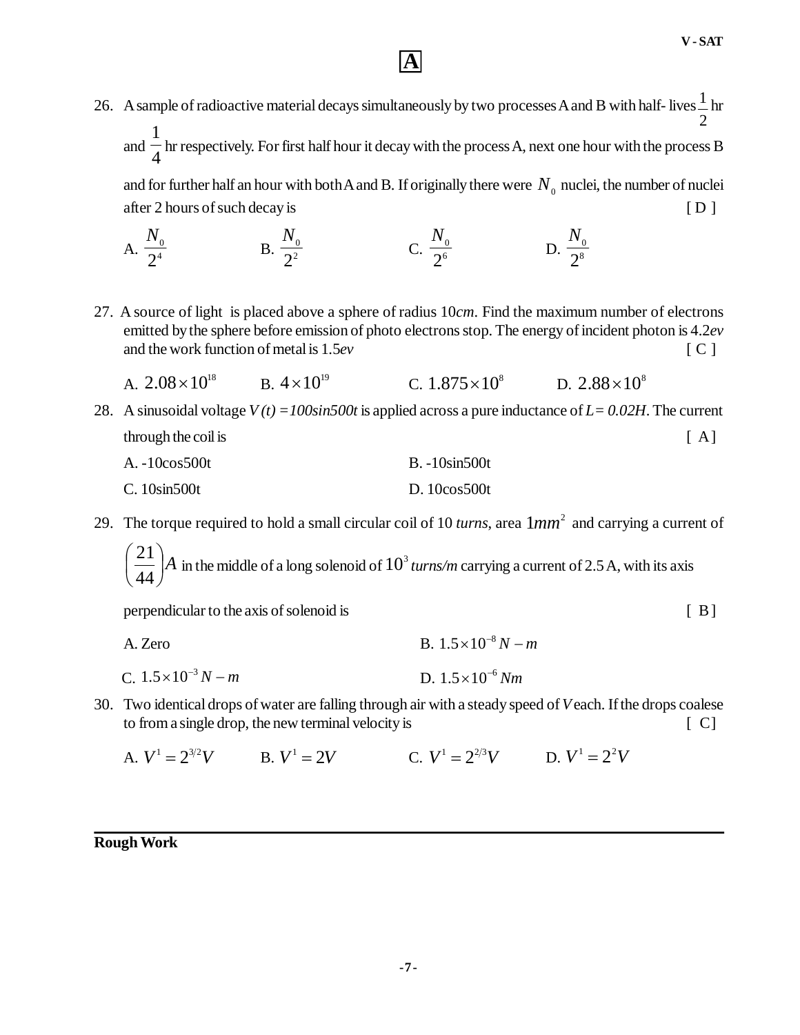<div align="center">**A**</div>

26. A sample of radioactive material decays simultaneously by two processes A and B with half- lives $\frac{1}{2}$ hr and $\frac{1}{4}$ hr respectively. For first half hour it decay with the process A, next one hour with the process B and for further half an hour with both A and B. If originally there were $N_0$ nuclei, the number of nuclei after 2 hours of such decay is [ D ]

   A. $\frac{N_0}{2^4}$ B. $\frac{N_0}{2^2}$ C. $\frac{N_0}{2^6}$ D. $\frac{N_0}{2^8}$

27. A source of light is placed above a sphere of radius 10*cm*. Find the maximum number of electrons emitted by the sphere before emission of photo electrons stop. The energy of incident photon is 4.2*ev* and the work function of metal is 1.5*ev* [ C ]

   A. $2.08\times10^{18}$ B. $4\times10^{19}$ C. $1.875\times10^{8}$ D. $2.88\times10^{8}$

28. A sinusoidal voltage *V (t) =100sin500t* is applied across a pure inductance of *L= 0.02H*. The current through the coil is [ A]

   A. -10cos500t
   B. -10sin500t
   C. 10sin500t
   D. 10cos500t

29. The torque required to hold a small circular coil of 10 *turns*, area $1mm^2$ and carrying a current of $\left(\frac{21}{44}\right)A$ in the middle of a long solenoid of $10^3$ *turns/m* carrying a current of 2.5 A, with its axis perpendicular to the axis of solenoid is [ B]

   A. Zero
   B. $1.5\times10^{-8}\,N-m$
   C. $1.5\times10^{-3}\,N-m$
   D. $1.5\times10^{-6}\,Nm$

30. Two identical drops of water are falling through air with a steady speed of *V* each. If the drops coalese to from a single drop, the new terminal velocity is [ C]

   A. $V^1=2^{3/2}V$ B. $V^1=2V$ C. $V^1=2^{2/3}V$ D. $V^1=2^2V$

**Rough Work**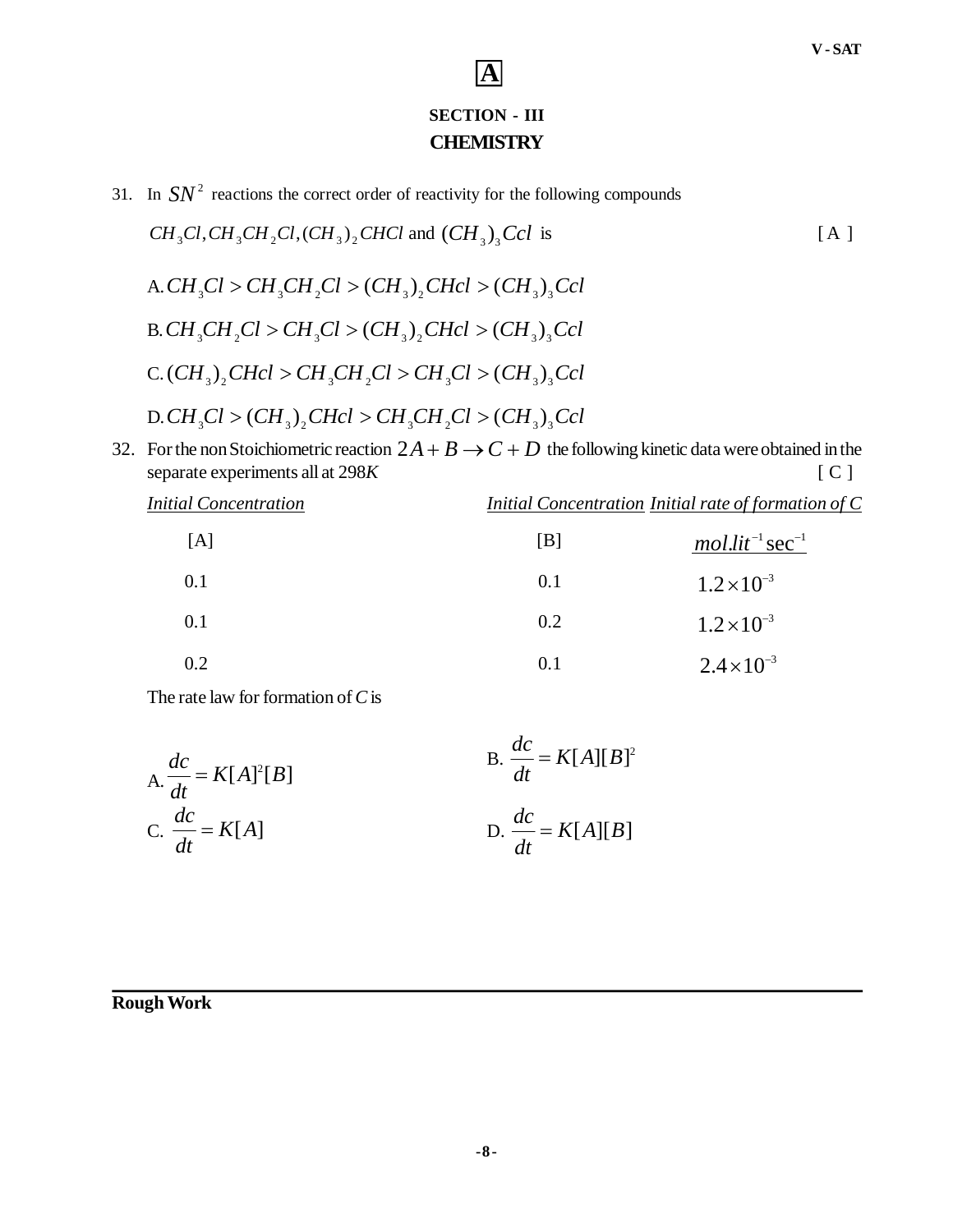**A**

## SECTION - III

## CHEMISTRY

31. In $SN^2$ reactions the correct order of reactivity for the following compounds

$CH_3Cl, CH_3CH_2Cl, (CH_3)_2CHCl$ and $(CH_3)_3Ccl$ is [ A ]

A. $CH_3Cl > CH_3CH_2Cl > (CH_3)_2CHcl > (CH_3)_3Ccl$

B. $CH_3CH_2Cl > CH_3Cl > (CH_3)_2CHcl > (CH_3)_3Ccl$

C. $(CH_3)_2CHcl > CH_3CH_2Cl > CH_3Cl > (CH_3)_3Ccl$

D. $CH_3Cl > (CH_3)_2CHcl > CH_3CH_2Cl > (CH_3)_3Ccl$

32. For the non Stoichiometric reaction $2A + B \rightarrow C + D$ the following kinetic data were obtained in the separate experiments all at $298K$ [ C ]

| *Initial Concentration* | *Initial Concentration* | *Initial rate of formation of C* |
|---|---|---|
| [A] | [B] | $mol.lit^{-1}\sec^{-1}$ |
| 0.1 | 0.1 | $1.2 \times 10^{-3}$ |
| 0.1 | 0.2 | $1.2 \times 10^{-3}$ |
| 0.2 | 0.1 | $2.4 \times 10^{-3}$ |

The rate law for formation of $C$ is

A. $\frac{dc}{dt} = K[A]^2[B]$

B. $\frac{dc}{dt} = K[A][B]^2$

C. $\frac{dc}{dt} = K[A]$

D. $\frac{dc}{dt} = K[A][B]$

**Rough Work**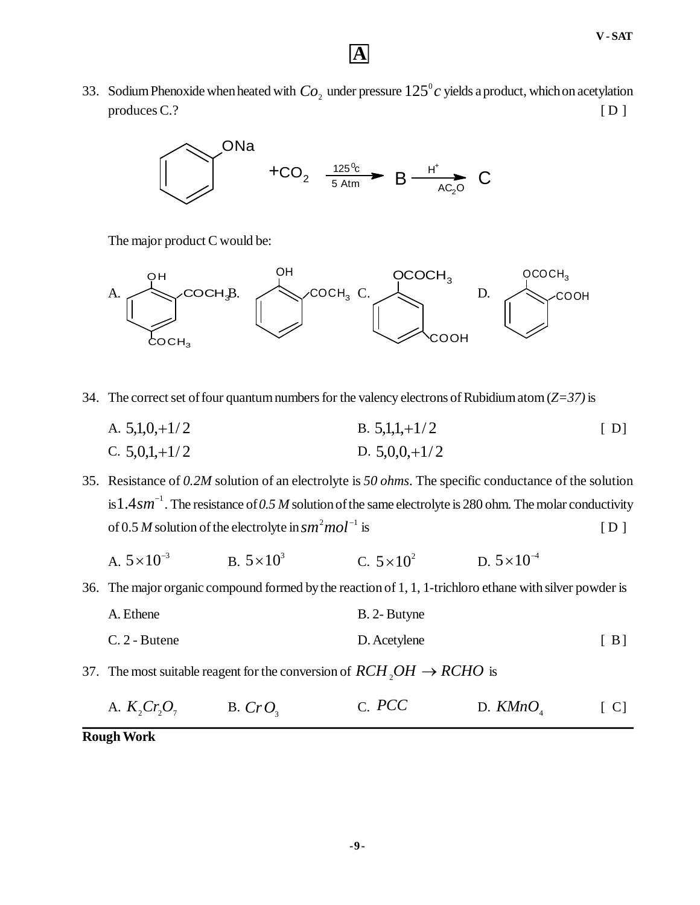33. Sodium Phenoxide when heated with $Co_2$ under pressure $125^0 c$ yields a product, which on acetylation produces C.? [ D ]

$$\text{C}_6\text{H}_5\text{ONa} + CO_2 \xrightarrow[5\text{ Atm}]{125^0c} B \xrightarrow[AC_2O]{H^+} C$$

The major product C would be:

A. (OH, $COCH_3$ at ortho, $COCH_3$ at para — benzene ring) B. (OH, $COCH_3$ at ortho — benzene ring) C. ($OCOCH_3$, COOH at meta — benzene ring) D. ($OCOCH_3$, COOH at ortho — benzene ring)

34. The correct set of four quantum numbers for the valency electrons of Rubidium atom *(Z=37)* is [ D]

A. $5,1,0,+1/2$  B. $5,1,1,+1/2$

C. $5,0,1,+1/2$  D. $5,0,0,+1/2$

35. Resistance of *0.2M* solution of an electrolyte is *50 ohms*. The specific conductance of the solution is $1.4 sm^{-1}$. The resistance of *0.5 M* solution of the same electrolyte is 280 ohm. The molar conductivity of 0.5 *M* solution of the electrolyte in $sm^2 mol^{-1}$ is [ D ]

A. $5 \times 10^{-3}$  B. $5 \times 10^{3}$  C. $5 \times 10^{2}$  D. $5 \times 10^{-4}$

36. The major organic compound formed by the reaction of 1, 1, 1-trichloro ethane with silver powder is

A. Ethene  B. 2- Butyne

C. 2 - Butene  D. Acetylene [ B]

37. The most suitable reagent for the conversion of $RCH_2OH \rightarrow RCHO$ is

A. $K_2Cr_2O_7$  B. $CrO_3$  C. $PCC$  D. $KMnO_4$ [ C]

**Rough Work**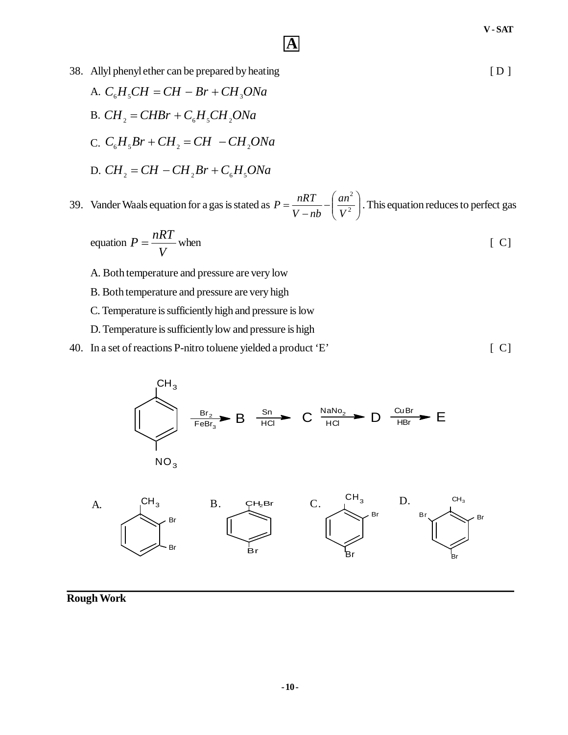**A**

38. Allyl phenyl ether can be prepared by heating [ D ]

    A. $C_6H_5CH = CH - Br + CH_3ONa$

    B. $CH_2 = CHBr + C_6H_5CH_2ONa$

    C. $C_6H_5Br + CH_2 = CH - CH_2ONa$

    D. $CH_2 = CH - CH_2Br + C_6H_5ONa$

39. Vander Waals equation for a gas is stated as $P = \frac{nRT}{V - nb} - \left(\frac{an^2}{V^2}\right)$. This equation reduces to perfect gas equation $P = \frac{nRT}{V}$ when [ C]

    A. Both temperature and pressure are very low

    B. Both temperature and pressure are very high

    C. Temperature is sufficiently high and pressure is low

    D. Temperature is sufficiently low and pressure is high

40. In a set of reactions P-nitro toluene yielded a product 'E' [ C]

    (p-nitrotoluene: $CH_3$ / $NO_3$) $\xrightarrow[FeBr_3]{Br_2}$ B $\xrightarrow[HCl]{Sn}$ C $\xrightarrow[HCl]{NaNo_2}$ D $\xrightarrow[HBr]{CuBr}$ E

    A. ($CH_3$, Br, Br — 1-methyl-2,3-dibromobenzene)

    B. ($CH_2Br$, Br — 4-bromobenzyl bromide)

    C. ($CH_3$, Br, Br — 1-methyl-2,4-dibromobenzene)

    D. ($CH_3$, Br, Br, Br — 1-methyl-2,4,6-tribromobenzene)

**Rough Work**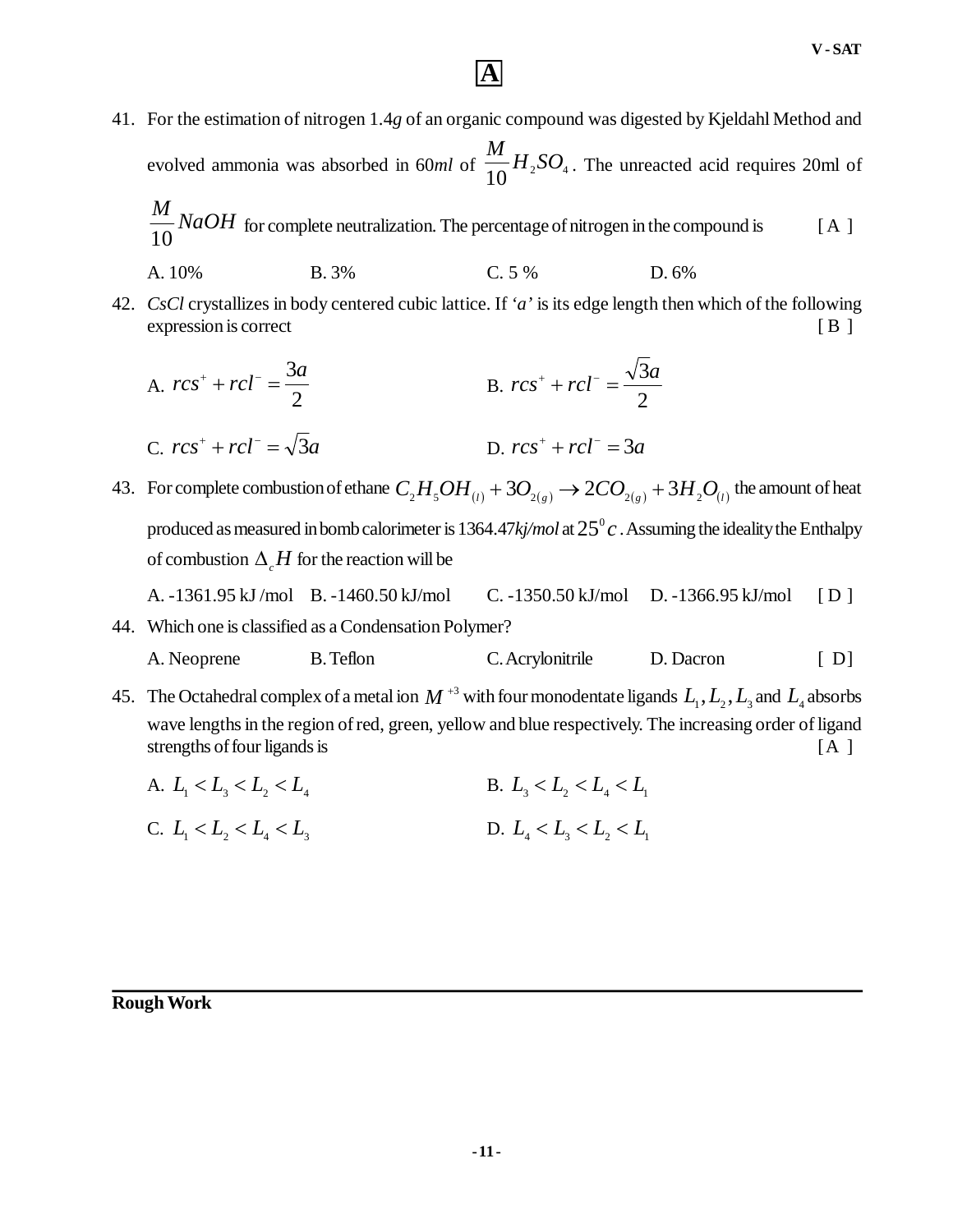**A**

41. For the estimation of nitrogen 1.4*g* of an organic compound was digested by Kjeldahl Method and evolved ammonia was absorbed in 60*ml* of $\frac{M}{10}H_2SO_4$. The unreacted acid requires 20ml of $\frac{M}{10}NaOH$ for complete neutralization. The percentage of nitrogen in the compound is [ A ]

    A. 10% B. 3% C. 5 % D. 6%

42. *CsCl* crystallizes in body centered cubic lattice. If *'a'* is its edge length then which of the following expression is correct [ B ]

    A. $rcs^{+} + rcl^{-} = \frac{3a}{2}$ B. $rcs^{+} + rcl^{-} = \frac{\sqrt{3}a}{2}$

    C. $rcs^{+} + rcl^{-} = \sqrt{3}a$ D. $rcs^{+} + rcl^{-} = 3a$

43. For complete combustion of ethane $C_2H_5OH_{(l)} + 3O_{2(g)} \rightarrow 2CO_{2(g)} + 3H_2O_{(l)}$ the amount of heat produced as measured in bomb calorimeter is 1364.47*kj/mol* at $25^0c$. Assuming the ideality the Enthalpy of combustion $\Delta_c H$ for the reaction will be

    A. -1361.95 kJ /mol B. -1460.50 kJ/mol C. -1350.50 kJ/mol D. -1366.95 kJ/mol [ D ]

44. Which one is classified as a Condensation Polymer?

    A. Neoprene B. Teflon C. Acrylonitrile D. Dacron [ D]

45. The Octahedral complex of a metal ion $M^{+3}$ with four monodentate ligands $L_1, L_2, L_3$ and $L_4$ absorbs wave lengths in the region of red, green, yellow and blue respectively. The increasing order of ligand strengths of four ligands is [ A ]

    A. $L_1 < L_3 < L_2 < L_4$ B. $L_3 < L_2 < L_4 < L_1$

    C. $L_1 < L_2 < L_4 < L_3$ D. $L_4 < L_3 < L_2 < L_1$

**Rough Work**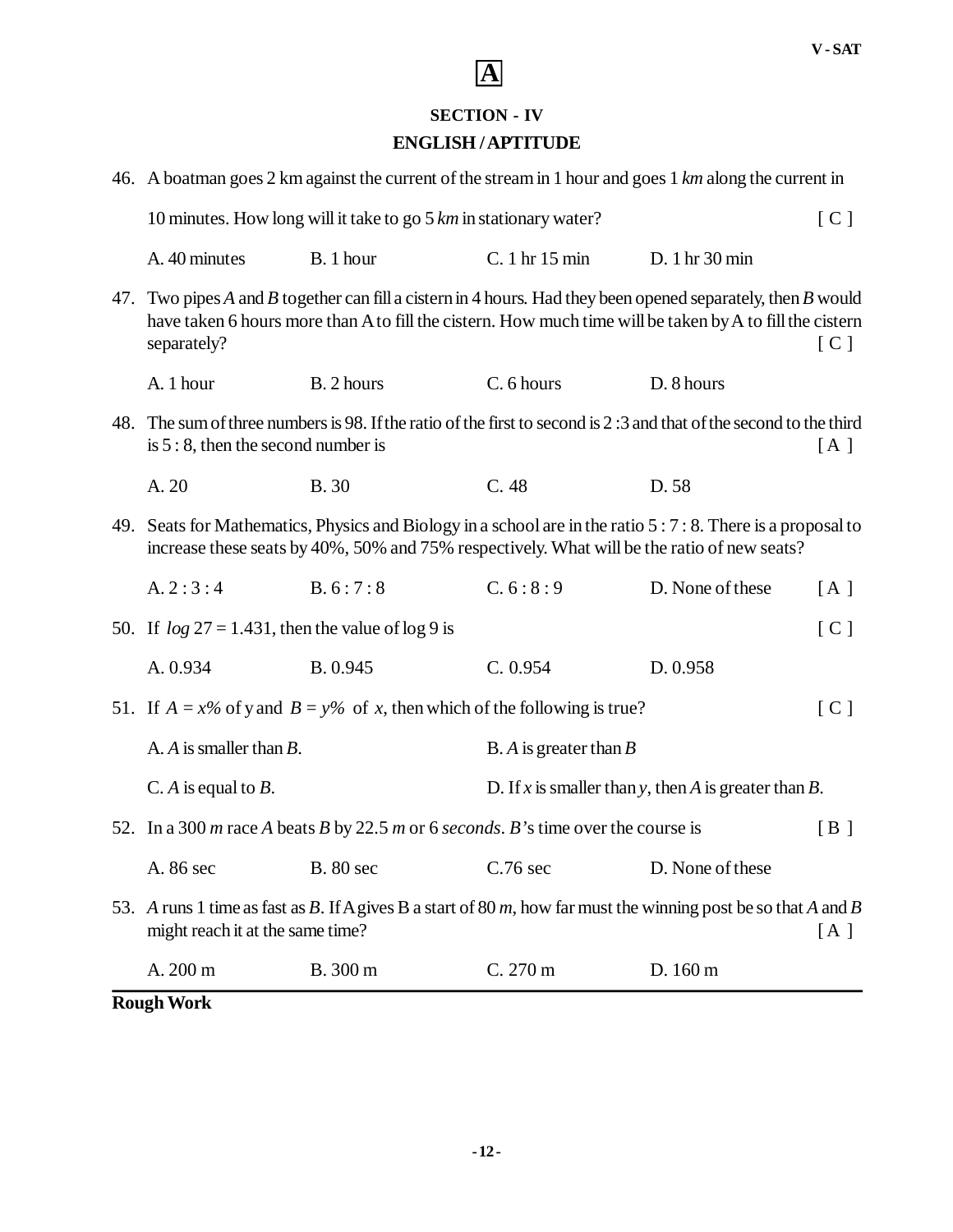**A**

## SECTION - IV

## ENGLISH / APTITUDE

46. A boatman goes 2 km against the current of the stream in 1 hour and goes 1 *km* along the current in 10 minutes. How long will it take to go 5 *km* in stationary water? [ C ]

A. 40 minutes B. 1 hour C. 1 hr 15 min D. 1 hr 30 min

47. Two pipes *A* and *B* together can fill a cistern in 4 hours. Had they been opened separately, then *B* would have taken 6 hours more than A to fill the cistern. How much time will be taken by A to fill the cistern separately? [ C ]

A. 1 hour B. 2 hours C. 6 hours D. 8 hours

48. The sum of three numbers is 98. If the ratio of the first to second is 2 :3 and that of the second to the third is 5 : 8, then the second number is [ A ]

A. 20 B. 30 C. 48 D. 58

49. Seats for Mathematics, Physics and Biology in a school are in the ratio 5 : 7 : 8. There is a proposal to increase these seats by 40%, 50% and 75% respectively. What will be the ratio of new seats?

A. 2 : 3 : 4 B. 6 : 7 : 8 C. 6 : 8 : 9 D. None of these [ A ]

50. If $log\ 27 = 1.431$, then the value of log 9 is [ C ]

A. 0.934 B. 0.945 C. 0.954 D. 0.958

51. If $A = x\%$ of y and $B = y\%$ of $x$, then which of the following is true? [ C ]

A. *A* is smaller than *B*.

B. *A* is greater than *B*

C. *A* is equal to *B*.

D. If *x* is smaller than *y*, then *A* is greater than *B*.

52. In a 300 *m* race *A* beats *B* by 22.5 *m* or 6 *seconds*. *B*'s time over the course is [ B ]

A. 86 sec B. 80 sec C.76 sec D. None of these

53. *A* runs 1 time as fast as *B*. If A gives B a start of 80 *m*, how far must the winning post be so that *A* and *B* might reach it at the same time? [ A ]

A. 200 m B. 300 m C. 270 m D. 160 m

**Rough Work**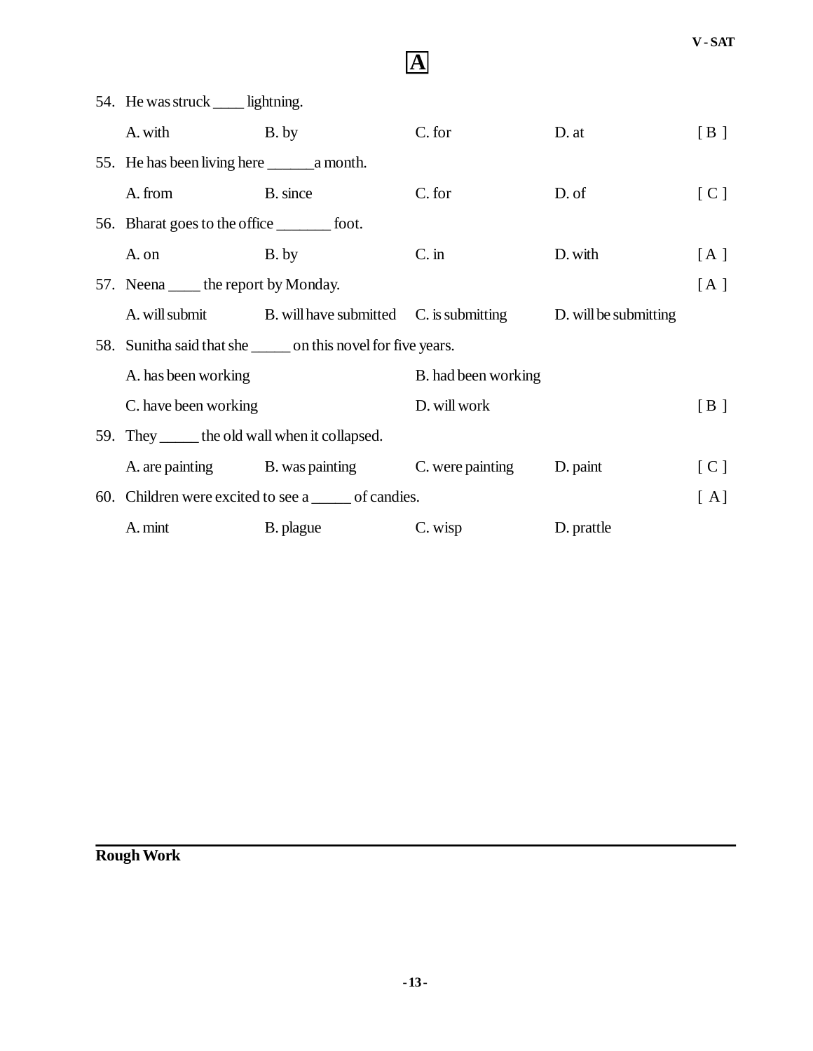**A**

54. He was struck ____ lightning.

    A. with B. by C. for D. at [ B ]

55. He has been living here ______a month.

    A. from B. since C. for D. of [ C ]

56. Bharat goes to the office _______ foot.

    A. on B. by C. in D. with [ A ]

57. Neena ____ the report by Monday. [ A ]

    A. will submit B. will have submitted C. is submitting D. will be submitting

58. Sunitha said that she _____ on this novel for five years.

    A. has been working B. had been working
    C. have been working D. will work [ B ]

59. They _____ the old wall when it collapsed.

    A. are painting B. was painting C. were painting D. paint [ C ]

60. Children were excited to see a _____ of candies. [ A]

    A. mint B. plague C. wisp D. prattle

**Rough Work**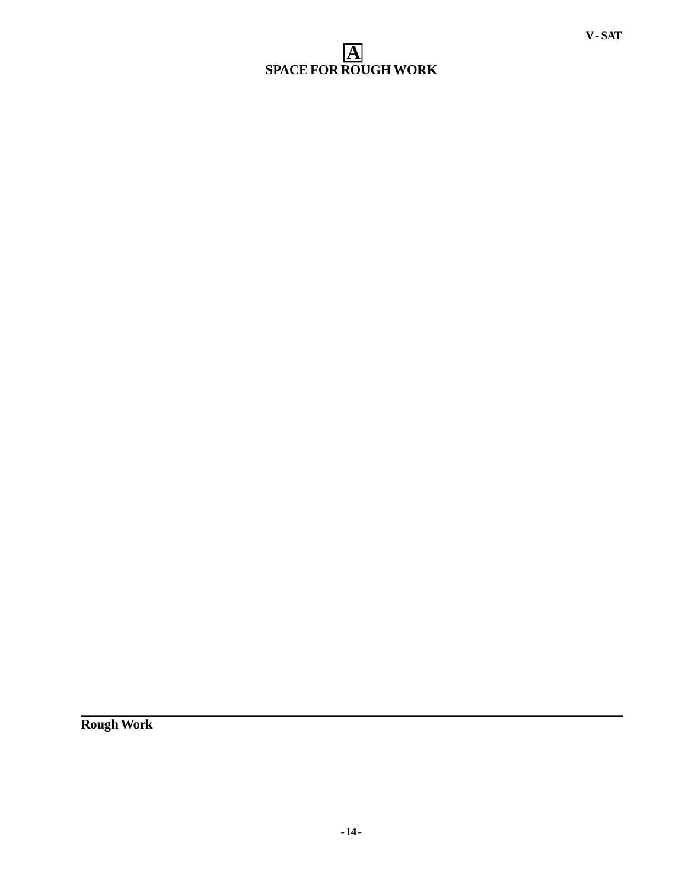**A**

## SPACE FOR ROUGH WORK

---

**Rough Work**